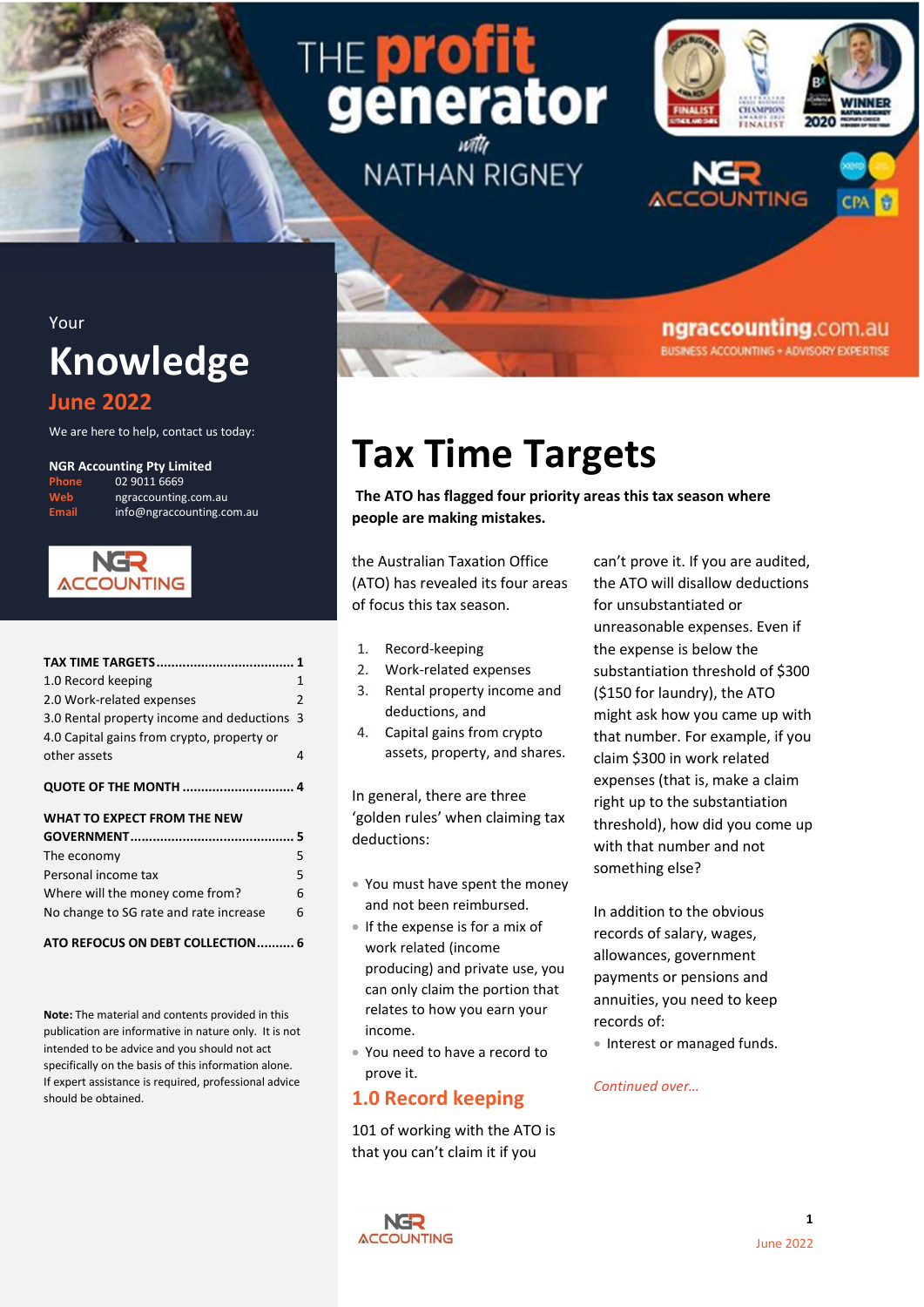# THE profit generator with NATHAN RIGNEY

NGR ACCOUNTING

ngraccounting.com.au
BUSINESS ACCOUNTING + ADVISORY EXPERTISE

Your
## Knowledge
**June 2022**

We are here to help, contact us today:

**NGR Accounting Pty Limited**
**Phone** 02 9011 6669
**Web** ngraccounting.com.au
**Email** info@ngraccounting.com.au

**TAX TIME TARGETS** ........ **1**
1.0 Record keeping 1
2.0 Work-related expenses 2
3.0 Rental property income and deductions 3
4.0 Capital gains from crypto, property or other assets 4

**QUOTE OF THE MONTH** ........ **4**

**WHAT TO EXPECT FROM THE NEW GOVERNMENT** ........ **5**
The economy 5
Personal income tax 5
Where will the money come from? 6
No change to SG rate and rate increase 6

**ATO REFOCUS ON DEBT COLLECTION** ........ **6**

**Note:** The material and contents provided in this publication are informative in nature only. It is not intended to be advice and you should not act specifically on the basis of this information alone. If expert assistance is required, professional advice should be obtained.

# Tax Time Targets

**The ATO has flagged four priority areas this tax season where people are making mistakes.**

the Australian Taxation Office (ATO) has revealed its four areas of focus this tax season.

1. Record-keeping
2. Work-related expenses
3. Rental property income and deductions, and
4. Capital gains from crypto assets, property, and shares.

In general, there are three 'golden rules' when claiming tax deductions:

- You must have spent the money and not been reimbursed.
- If the expense is for a mix of work related (income producing) and private use, you can only claim the portion that relates to how you earn your income.
- You need to have a record to prove it.

## 1.0 Record keeping

101 of working with the ATO is that you can't claim it if you can't prove it. If you are audited, the ATO will disallow deductions for unsubstantiated or unreasonable expenses. Even if the expense is below the substantiation threshold of $300 ($150 for laundry), the ATO might ask how you came up with that number. For example, if you claim $300 in work related expenses (that is, make a claim right up to the substantiation threshold), how did you come up with that number and not something else?

In addition to the obvious records of salary, wages, allowances, government payments or pensions and annuities, you need to keep records of:

- Interest or managed funds.

*Continued over…*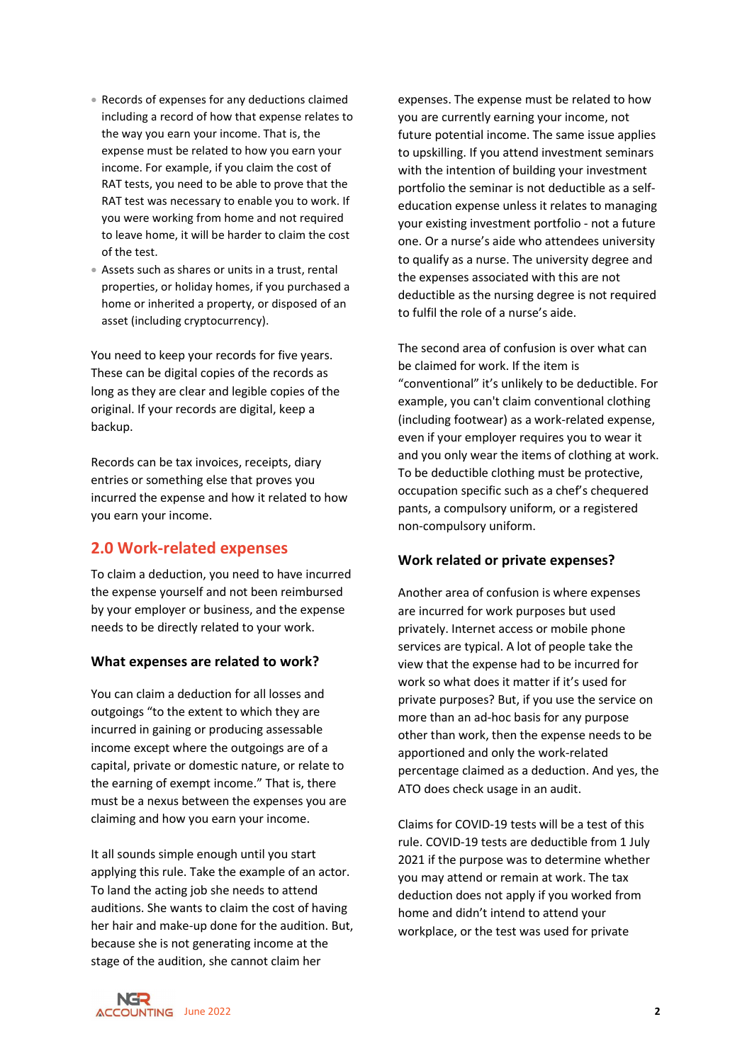- Records of expenses for any deductions claimed including a record of how that expense relates to the way you earn your income. That is, the expense must be related to how you earn your income. For example, if you claim the cost of RAT tests, you need to be able to prove that the RAT test was necessary to enable you to work. If you were working from home and not required to leave home, it will be harder to claim the cost of the test.
- Assets such as shares or units in a trust, rental properties, or holiday homes, if you purchased a home or inherited a property, or disposed of an asset (including cryptocurrency).

You need to keep your records for five years. These can be digital copies of the records as long as they are clear and legible copies of the original. If your records are digital, keep a backup.

Records can be tax invoices, receipts, diary entries or something else that proves you incurred the expense and how it related to how you earn your income.

## 2.0 Work-related expenses

To claim a deduction, you need to have incurred the expense yourself and not been reimbursed by your employer or business, and the expense needs to be directly related to your work.

### What expenses are related to work?

You can claim a deduction for all losses and outgoings "to the extent to which they are incurred in gaining or producing assessable income except where the outgoings are of a capital, private or domestic nature, or relate to the earning of exempt income." That is, there must be a nexus between the expenses you are claiming and how you earn your income.

It all sounds simple enough until you start applying this rule. Take the example of an actor. To land the acting job she needs to attend auditions. She wants to claim the cost of having her hair and make-up done for the audition. But, because she is not generating income at the stage of the audition, she cannot claim her expenses. The expense must be related to how you are currently earning your income, not future potential income. The same issue applies to upskilling. If you attend investment seminars with the intention of building your investment portfolio the seminar is not deductible as a self-education expense unless it relates to managing your existing investment portfolio - not a future one. Or a nurse's aide who attendees university to qualify as a nurse. The university degree and the expenses associated with this are not deductible as the nursing degree is not required to fulfil the role of a nurse's aide.

The second area of confusion is over what can be claimed for work. If the item is "conventional" it's unlikely to be deductible. For example, you can't claim conventional clothing (including footwear) as a work-related expense, even if your employer requires you to wear it and you only wear the items of clothing at work. To be deductible clothing must be protective, occupation specific such as a chef's chequered pants, a compulsory uniform, or a registered non-compulsory uniform.

### Work related or private expenses?

Another area of confusion is where expenses are incurred for work purposes but used privately. Internet access or mobile phone services are typical. A lot of people take the view that the expense had to be incurred for work so what does it matter if it's used for private purposes? But, if you use the service on more than an ad-hoc basis for any purpose other than work, then the expense needs to be apportioned and only the work-related percentage claimed as a deduction. And yes, the ATO does check usage in an audit.

Claims for COVID-19 tests will be a test of this rule. COVID-19 tests are deductible from 1 July 2021 if the purpose was to determine whether you may attend or remain at work. The tax deduction does not apply if you worked from home and didn't intend to attend your workplace, or the test was used for private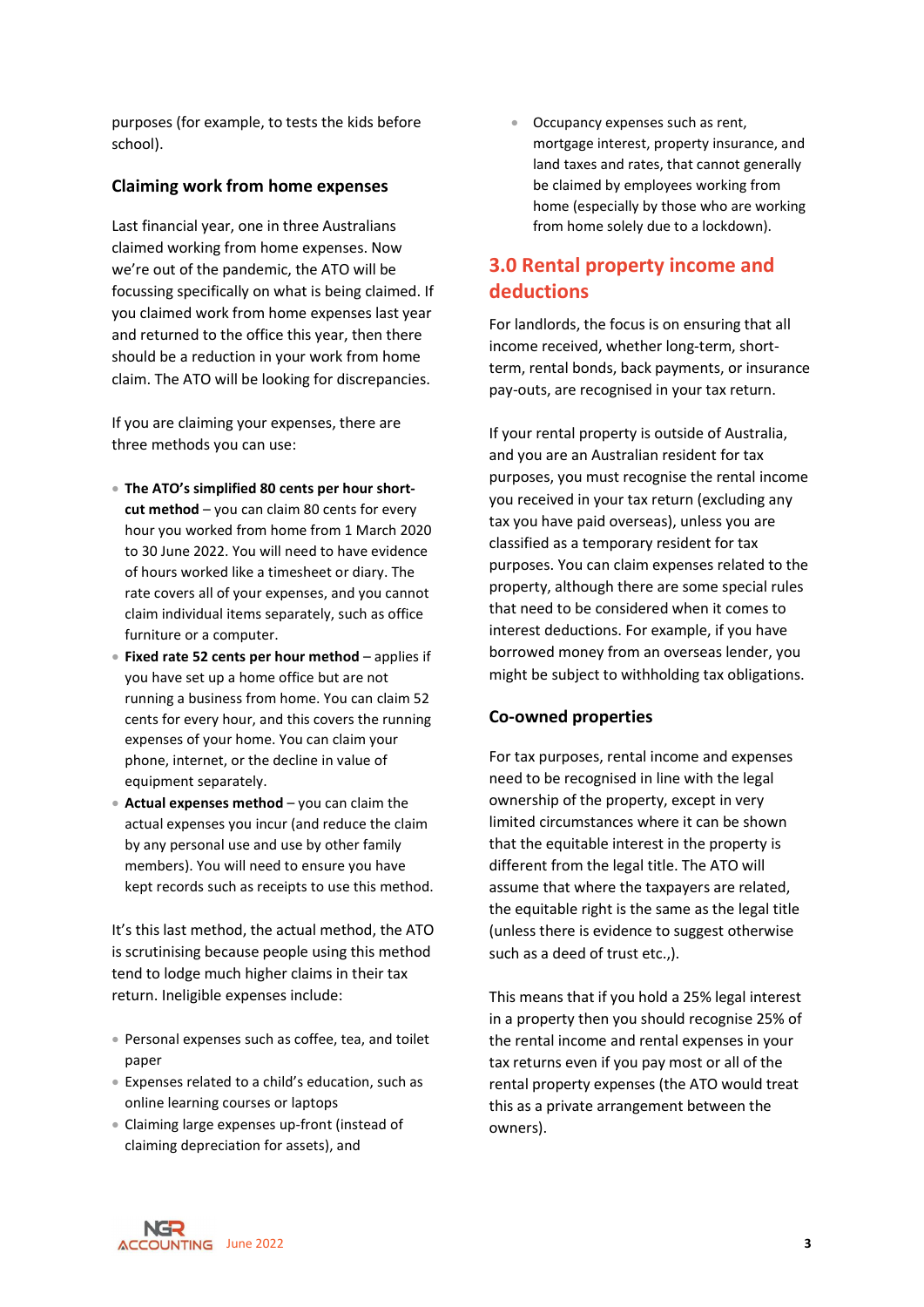purposes (for example, to tests the kids before school).

### Claiming work from home expenses

Last financial year, one in three Australians claimed working from home expenses. Now we're out of the pandemic, the ATO will be focussing specifically on what is being claimed. If you claimed work from home expenses last year and returned to the office this year, then there should be a reduction in your work from home claim. The ATO will be looking for discrepancies.

If you are claiming your expenses, there are three methods you can use:

- **The ATO's simplified 80 cents per hour short-cut method** – you can claim 80 cents for every hour you worked from home from 1 March 2020 to 30 June 2022. You will need to have evidence of hours worked like a timesheet or diary. The rate covers all of your expenses, and you cannot claim individual items separately, such as office furniture or a computer.
- **Fixed rate 52 cents per hour method** – applies if you have set up a home office but are not running a business from home. You can claim 52 cents for every hour, and this covers the running expenses of your home. You can claim your phone, internet, or the decline in value of equipment separately.
- **Actual expenses method** – you can claim the actual expenses you incur (and reduce the claim by any personal use and use by other family members). You will need to ensure you have kept records such as receipts to use this method.

It's this last method, the actual method, the ATO is scrutinising because people using this method tend to lodge much higher claims in their tax return. Ineligible expenses include:

- Personal expenses such as coffee, tea, and toilet paper
- Expenses related to a child's education, such as online learning courses or laptops
- Claiming large expenses up-front (instead of claiming depreciation for assets), and
- Occupancy expenses such as rent, mortgage interest, property insurance, and land taxes and rates, that cannot generally be claimed by employees working from home (especially by those who are working from home solely due to a lockdown).

## 3.0 Rental property income and deductions

For landlords, the focus is on ensuring that all income received, whether long-term, short-term, rental bonds, back payments, or insurance pay-outs, are recognised in your tax return.

If your rental property is outside of Australia, and you are an Australian resident for tax purposes, you must recognise the rental income you received in your tax return (excluding any tax you have paid overseas), unless you are classified as a temporary resident for tax purposes. You can claim expenses related to the property, although there are some special rules that need to be considered when it comes to interest deductions. For example, if you have borrowed money from an overseas lender, you might be subject to withholding tax obligations.

### Co-owned properties

For tax purposes, rental income and expenses need to be recognised in line with the legal ownership of the property, except in very limited circumstances where it can be shown that the equitable interest in the property is different from the legal title. The ATO will assume that where the taxpayers are related, the equitable right is the same as the legal title (unless there is evidence to suggest otherwise such as a deed of trust etc.,).

This means that if you hold a 25% legal interest in a property then you should recognise 25% of the rental income and rental expenses in your tax returns even if you pay most or all of the rental property expenses (the ATO would treat this as a private arrangement between the owners).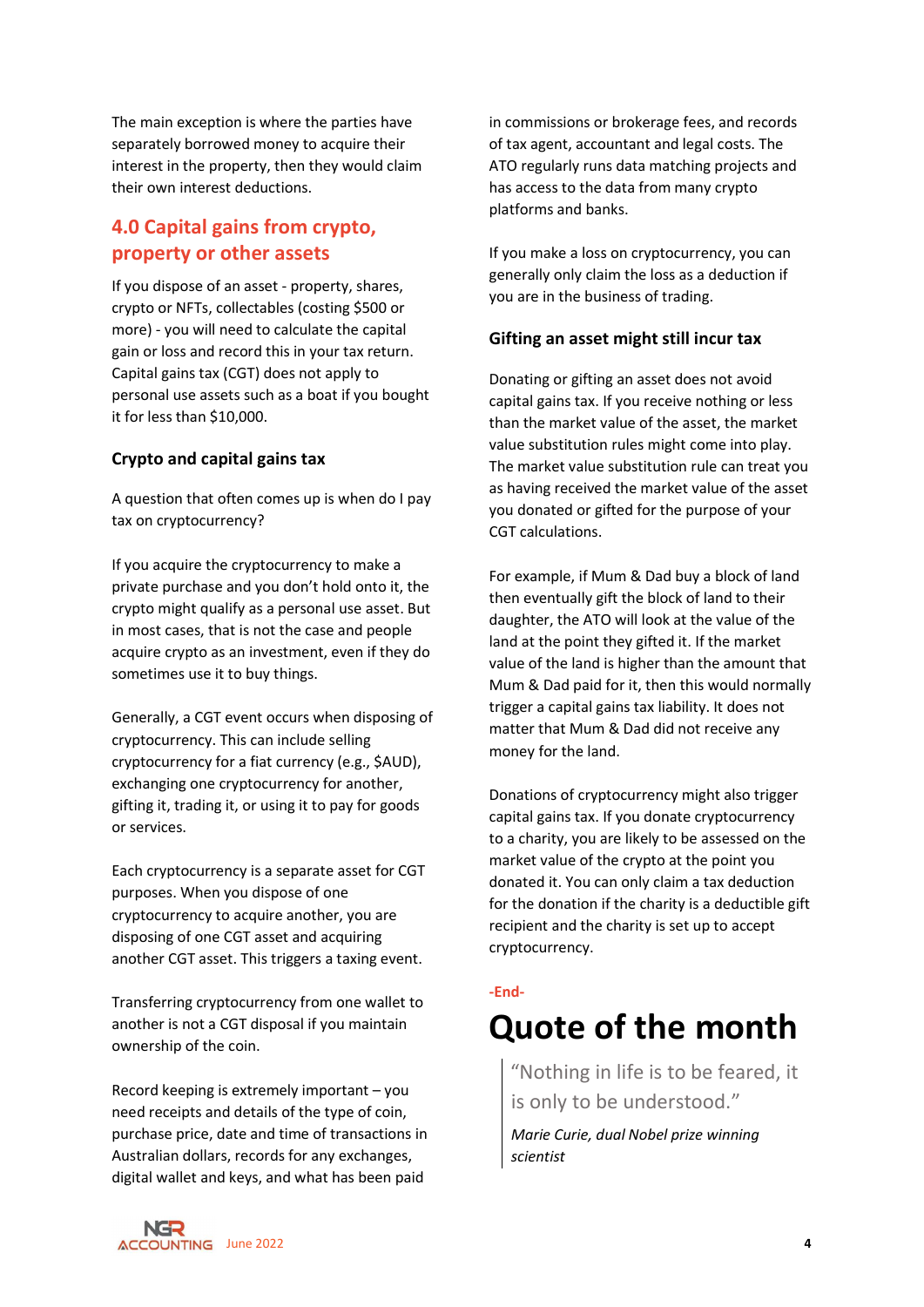The main exception is where the parties have separately borrowed money to acquire their interest in the property, then they would claim their own interest deductions.

## 4.0 Capital gains from crypto, property or other assets

If you dispose of an asset - property, shares, crypto or NFTs, collectables (costing $500 or more) - you will need to calculate the capital gain or loss and record this in your tax return. Capital gains tax (CGT) does not apply to personal use assets such as a boat if you bought it for less than $10,000.

### Crypto and capital gains tax

A question that often comes up is when do I pay tax on cryptocurrency?

If you acquire the cryptocurrency to make a private purchase and you don't hold onto it, the crypto might qualify as a personal use asset. But in most cases, that is not the case and people acquire crypto as an investment, even if they do sometimes use it to buy things.

Generally, a CGT event occurs when disposing of cryptocurrency. This can include selling cryptocurrency for a fiat currency (e.g., $AUD), exchanging one cryptocurrency for another, gifting it, trading it, or using it to pay for goods or services.

Each cryptocurrency is a separate asset for CGT purposes. When you dispose of one cryptocurrency to acquire another, you are disposing of one CGT asset and acquiring another CGT asset. This triggers a taxing event.

Transferring cryptocurrency from one wallet to another is not a CGT disposal if you maintain ownership of the coin.

Record keeping is extremely important – you need receipts and details of the type of coin, purchase price, date and time of transactions in Australian dollars, records for any exchanges, digital wallet and keys, and what has been paid in commissions or brokerage fees, and records of tax agent, accountant and legal costs. The ATO regularly runs data matching projects and has access to the data from many crypto platforms and banks.

If you make a loss on cryptocurrency, you can generally only claim the loss as a deduction if you are in the business of trading.

### Gifting an asset might still incur tax

Donating or gifting an asset does not avoid capital gains tax. If you receive nothing or less than the market value of the asset, the market value substitution rules might come into play. The market value substitution rule can treat you as having received the market value of the asset you donated or gifted for the purpose of your CGT calculations.

For example, if Mum & Dad buy a block of land then eventually gift the block of land to their daughter, the ATO will look at the value of the land at the point they gifted it. If the market value of the land is higher than the amount that Mum & Dad paid for it, then this would normally trigger a capital gains tax liability. It does not matter that Mum & Dad did not receive any money for the land.

Donations of cryptocurrency might also trigger capital gains tax. If you donate cryptocurrency to a charity, you are likely to be assessed on the market value of the crypto at the point you donated it. You can only claim a tax deduction for the donation if the charity is a deductible gift recipient and the charity is set up to accept cryptocurrency.

-End-

# Quote of the month

> "Nothing in life is to be feared, it is only to be understood."
>
> *Marie Curie, dual Nobel prize winning scientist*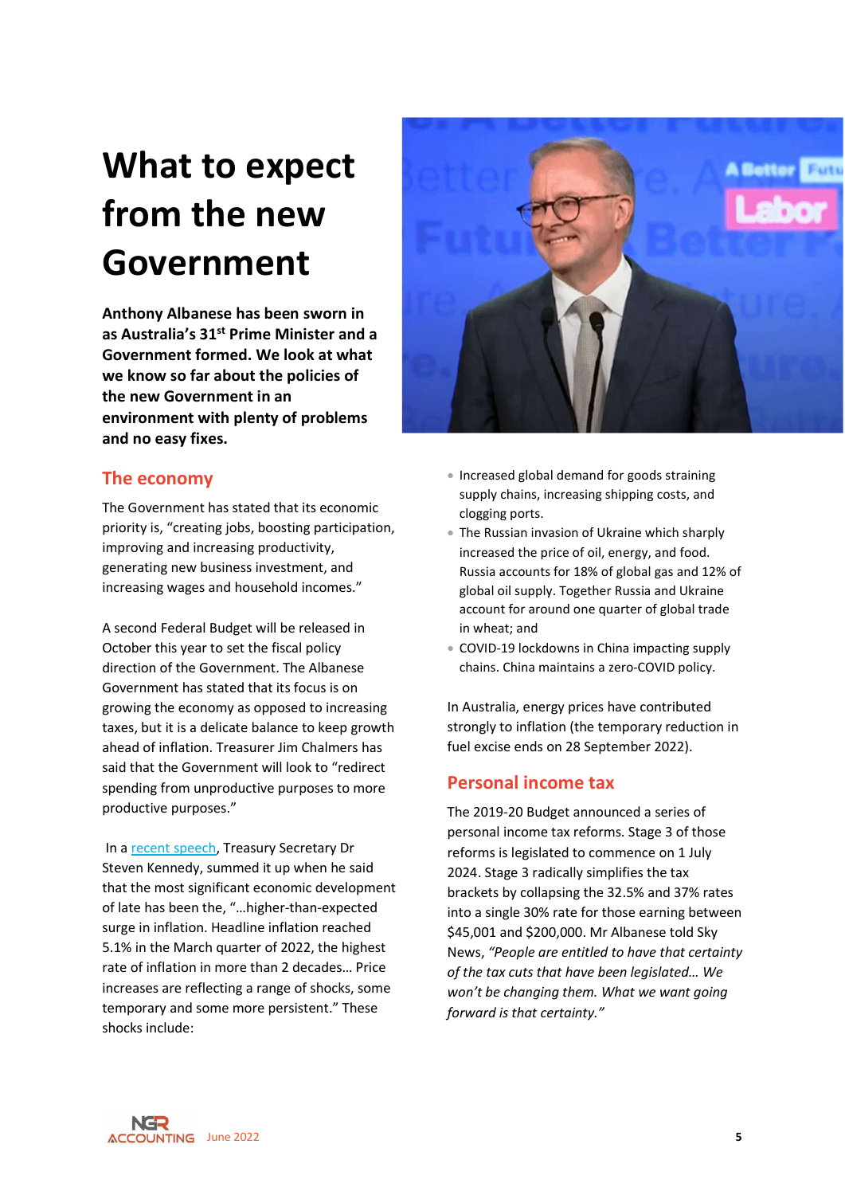# What to expect from the new Government

**Anthony Albanese has been sworn in as Australia's 31st Prime Minister and a Government formed. We look at what we know so far about the policies of the new Government in an environment with plenty of problems and no easy fixes.**

## The economy

The Government has stated that its economic priority is, "creating jobs, boosting participation, improving and increasing productivity, generating new business investment, and increasing wages and household incomes."

A second Federal Budget will be released in October this year to set the fiscal policy direction of the Government. The Albanese Government has stated that its focus is on growing the economy as opposed to increasing taxes, but it is a delicate balance to keep growth ahead of inflation. Treasurer Jim Chalmers has said that the Government will look to "redirect spending from unproductive purposes to more productive purposes."

In a recent speech, Treasury Secretary Dr Steven Kennedy, summed it up when he said that the most significant economic development of late has been the, "…higher-than-expected surge in inflation. Headline inflation reached 5.1% in the March quarter of 2022, the highest rate of inflation in more than 2 decades… Price increases are reflecting a range of shocks, some temporary and some more persistent." These shocks include:

- Increased global demand for goods straining supply chains, increasing shipping costs, and clogging ports.
- The Russian invasion of Ukraine which sharply increased the price of oil, energy, and food. Russia accounts for 18% of global gas and 12% of global oil supply. Together Russia and Ukraine account for around one quarter of global trade in wheat; and
- COVID-19 lockdowns in China impacting supply chains. China maintains a zero-COVID policy.

In Australia, energy prices have contributed strongly to inflation (the temporary reduction in fuel excise ends on 28 September 2022).

## Personal income tax

The 2019-20 Budget announced a series of personal income tax reforms. Stage 3 of those reforms is legislated to commence on 1 July 2024. Stage 3 radically simplifies the tax brackets by collapsing the 32.5% and 37% rates into a single 30% rate for those earning between $45,001 and $200,000. Mr Albanese told Sky News, *"People are entitled to have that certainty of the tax cuts that have been legislated… We won't be changing them. What we want going forward is that certainty."*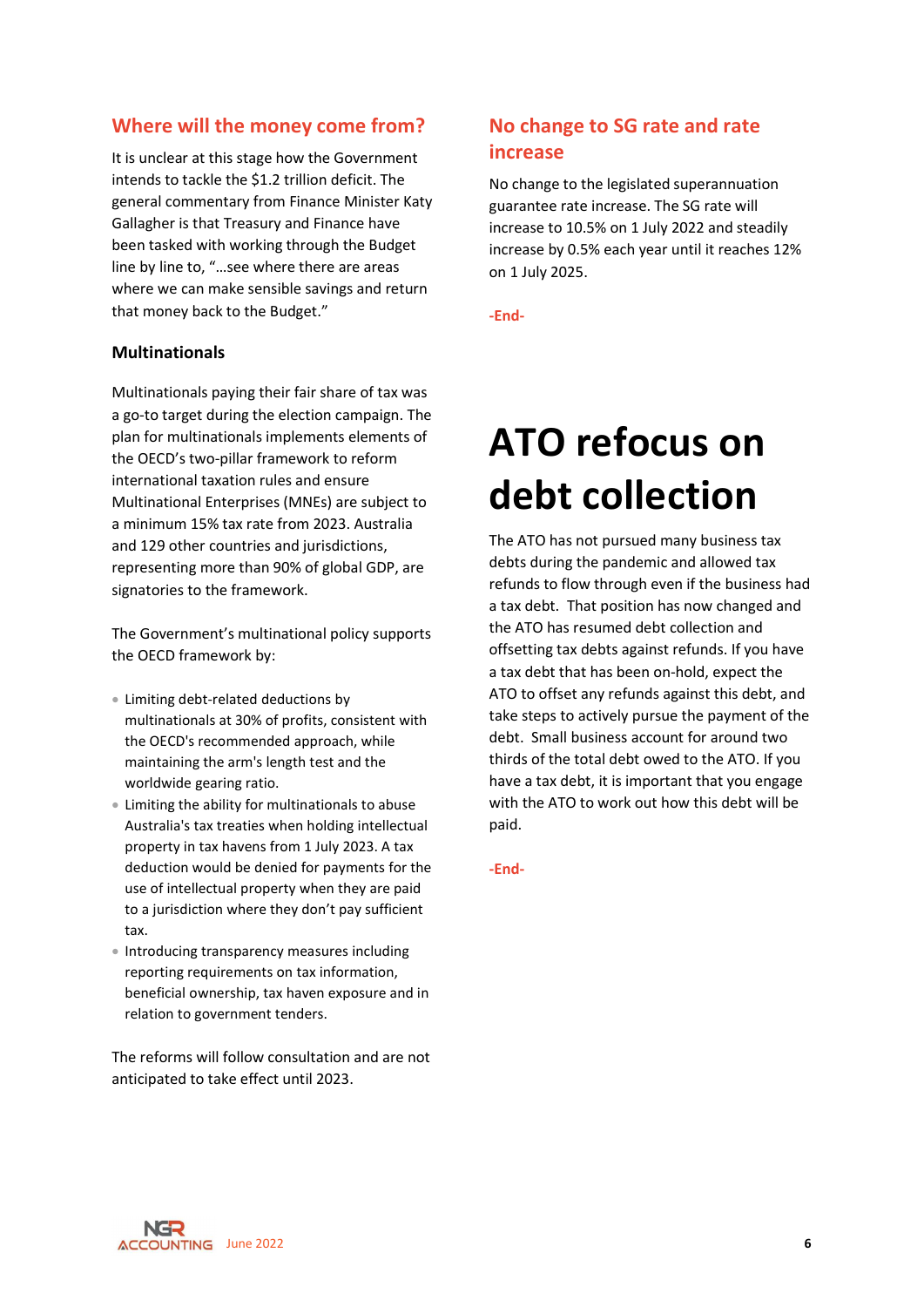## Where will the money come from?

It is unclear at this stage how the Government intends to tackle the $1.2 trillion deficit. The general commentary from Finance Minister Katy Gallagher is that Treasury and Finance have been tasked with working through the Budget line by line to, "…see where there are areas where we can make sensible savings and return that money back to the Budget."

### Multinationals

Multinationals paying their fair share of tax was a go-to target during the election campaign. The plan for multinationals implements elements of the OECD's two-pillar framework to reform international taxation rules and ensure Multinational Enterprises (MNEs) are subject to a minimum 15% tax rate from 2023. Australia and 129 other countries and jurisdictions, representing more than 90% of global GDP, are signatories to the framework.

The Government's multinational policy supports the OECD framework by:

- Limiting debt-related deductions by multinationals at 30% of profits, consistent with the OECD's recommended approach, while maintaining the arm's length test and the worldwide gearing ratio.
- Limiting the ability for multinationals to abuse Australia's tax treaties when holding intellectual property in tax havens from 1 July 2023. A tax deduction would be denied for payments for the use of intellectual property when they are paid to a jurisdiction where they don't pay sufficient tax.
- Introducing transparency measures including reporting requirements on tax information, beneficial ownership, tax haven exposure and in relation to government tenders.

The reforms will follow consultation and are not anticipated to take effect until 2023.

## No change to SG rate and rate increase

No change to the legislated superannuation guarantee rate increase. The SG rate will increase to 10.5% on 1 July 2022 and steadily increase by 0.5% each year until it reaches 12% on 1 July 2025.

**-End-**

# ATO refocus on debt collection

The ATO has not pursued many business tax debts during the pandemic and allowed tax refunds to flow through even if the business had a tax debt. That position has now changed and the ATO has resumed debt collection and offsetting tax debts against refunds. If you have a tax debt that has been on-hold, expect the ATO to offset any refunds against this debt, and take steps to actively pursue the payment of the debt. Small business account for around two thirds of the total debt owed to the ATO. If you have a tax debt, it is important that you engage with the ATO to work out how this debt will be paid.

**-End-**